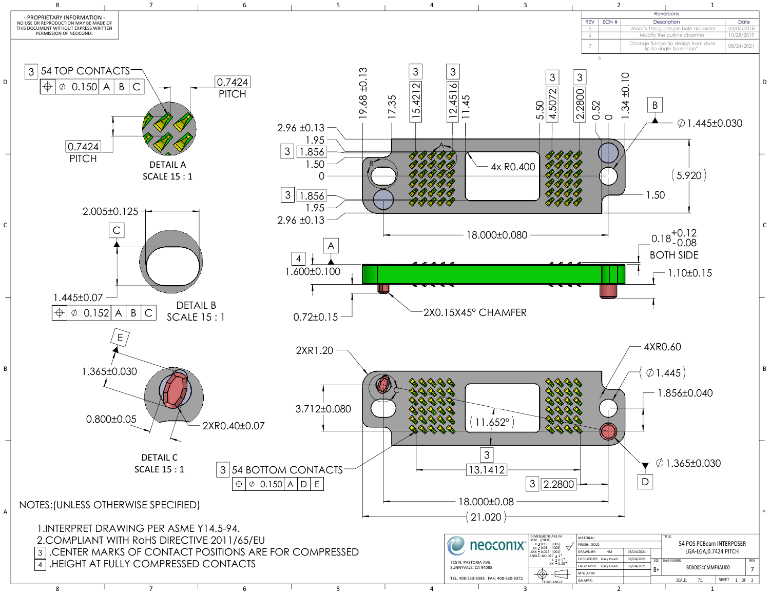- PROPRIETARY INFORMATION -
NO USE OR REPRODUCTION MAY BE MADE OF THIS DOCUMENT WITHOUT EXPRESS WRITTEN PERMISSION OF NEOCONIX.

| Reversions | | | |
|---|---|---|---|
| REV | ECN # | Description | Date |
| 5 | | Modify the guide pin hole diameter | 03/05/2018 |
| 6 | | Modify the outline chamfer | 10/28/2019 |
| 7 | | Change flange tip design from dual tip to single tip design". | 08/24/2021 |

3 54 TOP CONTACTS
⌖ ∅ 0.150 | A | B | C

0.7424 PITCH

0.7424 PITCH

DETAIL A
SCALE 15 : 1

2.005±0.125

C

1.445±0.07
⌖ ∅ 0.152 | A | B | C

DETAIL B
SCALE 15 : 1

E

1.365±0.030

0.800±0.05

2XR0.40±0.07

DETAIL C
SCALE 15 : 1

19.68 ±0.13, 17.35, 3 15.4212, 3 12.4516, 11.45, 5.50, 3 4.5072, 3 2.2800, 0.52, 0, 1.34 ±0.10

B

∅ 1.445±0.030

2.96 ±0.13
1.95
3 1.856
1.50
0
3 1.856
1.95
2.96 ±0.13

4x R0.400

(5.920)

1.50

18.000±0.080

A

4 1.600±0.100

$0.18^{+0.12}_{-0.08}$ BOTH SIDE

1.10±0.15

0.72±0.15

2X0.15X45° CHAMFER

2XR1.20

4XR0.60

(∅1.445)

1.856±0.040

3.712±0.080

(11.652°)

∅ 1.365±0.030

D

3 13.1412

3 2.2800

3 54 BOTTOM CONTACTS
⌖ ∅ 0.150 | A | D | E

18.000±0.08

(21.020)

NOTES:(UNLESS OTHERWISE SPECIFIED)

1. INTERPRET DRAWING PER ASME Y14.5-94.
2. COMPLIANT WITH RoHS DIRECTIVE 2011/65/EU
3. CENTER MARKS OF CONTACT POSITIONS ARE FOR COMPRESSED
4. HEIGHT AT FULLY COMPRESSED CONTACTS

neoconix
715 N. PASTORIA AVE.
SUNNYVALE, CA 94085
TEL: 408-530-9393 FAX: 408-530-9372

DIMENSIONS ARE IN MM [INCH]
.X ± 0.13 [.005]
.XX ± 0.08 [.003]
.XXX ± 0.025 [.001]
ANGLE: NO DEC ± 1°
.X ± 0.5°
.XX ± 0.25°

THIRD ANGLE

| | | |
|---|---|---|
| MATERIAL: | | |
| FINISH: GOLD | | |
| DRAWN BY: | HM | 08/24/2021 |
| CHECKED BY: | Gary Hsieh | 08/24/2021 |
| ENGR APPR: | Gary Hsieh | 08/24/2021 |
| MFG APPR: | | |
| QA APPR: | | |

TITLE: 54 POS PCBeam INTERPOSER LGA-LGA,0.7424 PITCH

SIZE: B+ | DWG NUMBER: BDX0054CMMF4AU00 | REV: 7

SCALE: 7:1 | SHEET 1 OF 3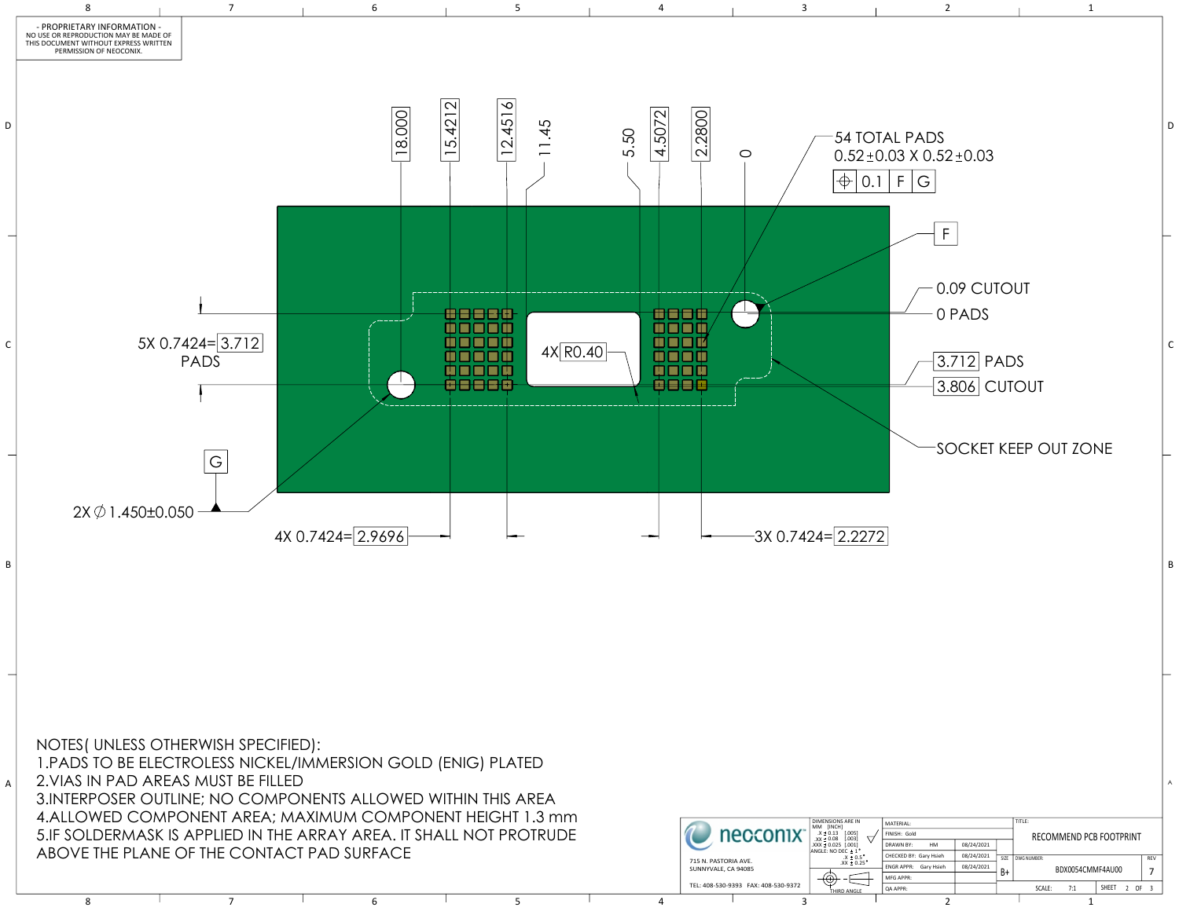- PROPRIETARY INFORMATION -
NO USE OR REPRODUCTION MAY BE MADE OF THIS DOCUMENT WITHOUT EXPRESS WRITTEN PERMISSION OF NEOCONIX.

18.000 | 15.4212 | 12.4516 | 11.45 | 5.50 | 4.5072 | 2.2800 | 0

54 TOTAL PADS
0.52±0.03 X 0.52±0.03
⌖ 0.1 | F | G

F

0.09 CUTOUT
0 PADS

5X 0.7424= 3.712
PADS

4X R0.40

3.712 PADS
3.806 CUTOUT

SOCKET KEEP OUT ZONE

G

2X ∅ 1.450±0.050

4X 0.7424= 2.9696

3X 0.7424= 2.2272

NOTES( UNLESS OTHERWISH SPECIFIED):

1. PADS TO BE ELECTROLESS NICKEL/IMMERSION GOLD (ENIG) PLATED
2. VIAS IN PAD AREAS MUST BE FILLED
3. INTERPOSER OUTLINE; NO COMPONENTS ALLOWED WITHIN THIS AREA
4. ALLOWED COMPONENT AREA; MAXIMUM COMPONENT HEIGHT 1.3 mm
5. IF SOLDERMASK IS APPLIED IN THE ARRAY AREA. IT SHALL NOT PROTRUDE ABOVE THE PLANE OF THE CONTACT PAD SURFACE

neoconix
715 N. PASTORIA AVE.
SUNNYVALE, CA 94085
TEL: 408-530-9393 FAX: 408-530-9372

DIMENSIONS ARE IN MM [INCH]
.X ± 0.13 [.005]
.XX ± 0.08 [.003]
.XXX ± 0.025 [.001]
ANGLE: NO DEC ± 1°
.X ± 0.5°
.XX ± 0.25°
THIRD ANGLE

| Field | Value | Date |
|---|---|---|
| MATERIAL: | | |
| FINISH: | Gold | |
| DRAWN BY: | HM | 08/24/2021 |
| CHECKED BY: | Gary Hsieh | 08/24/2021 |
| ENGR APPR: | Gary Hsieh | 08/24/2021 |
| MFG APPR: | | |
| QA APPR: | | |

TITLE: RECOMMEND PCB FOOTPRINT

SIZE: B+ | DWG NUMBER: BDX0054CMMF4AU00 | REV: 7

SCALE: 7:1 | SHEET 2 OF 3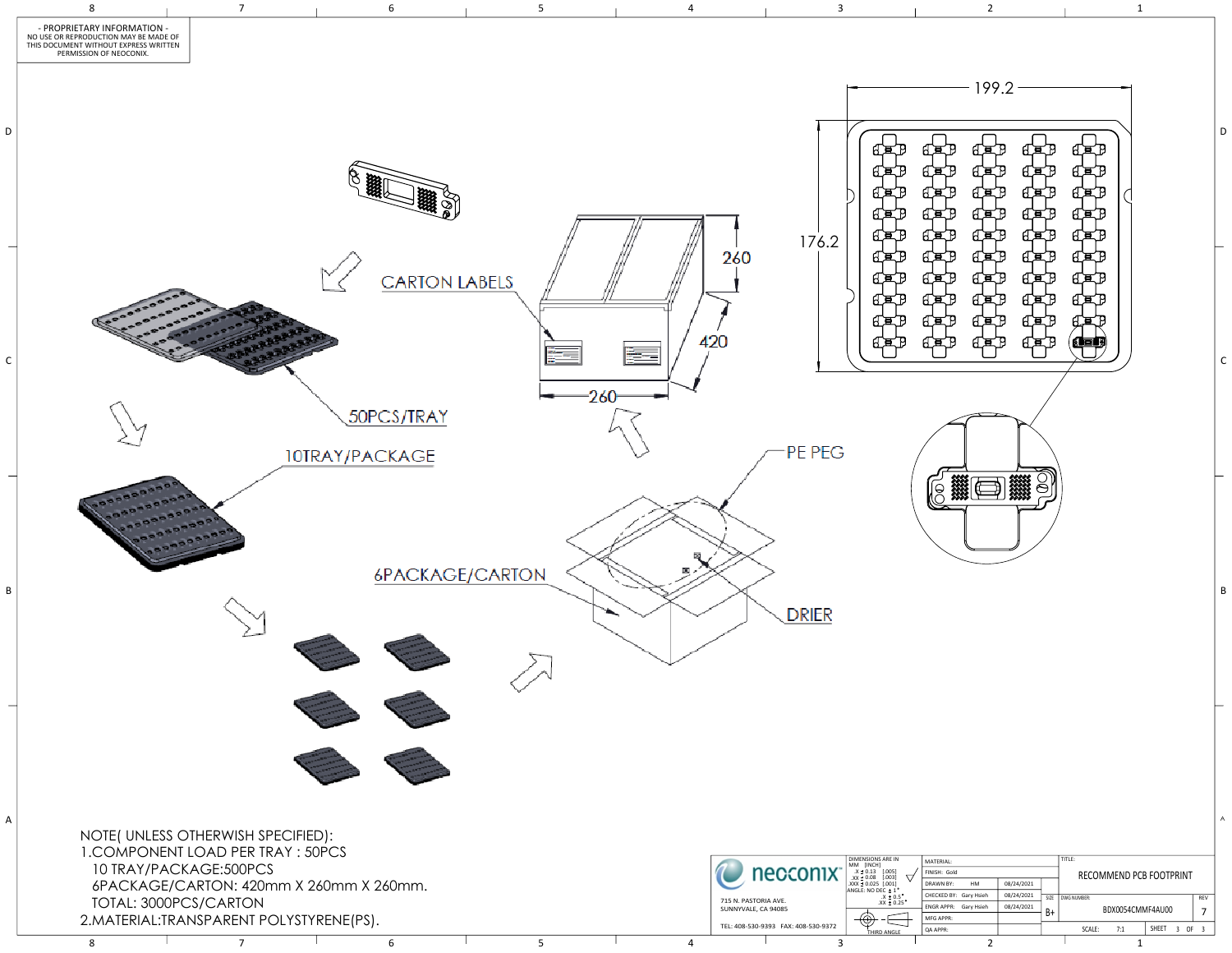- PROPRIETARY INFORMATION -
NO USE OR REPRODUCTION MAY BE MADE OF THIS DOCUMENT WITHOUT EXPRESS WRITTEN PERMISSION OF NEOCONIX.

199.2

176.2

260

420

260

CARTON LABELS

50PCS/TRAY

10TRAY/PACKAGE

PE PEG

6PACKAGE/CARTON

DRIER

NOTE( UNLESS OTHERWISH SPECIFIED):

1.COMPONENT LOAD PER TRAY : 50PCS
 10 TRAY/PACKAGE:500PCS
 6PACKAGE/CARTON: 420mm X 260mm X 260mm.
 TOTAL: 3000PCS/CARTON

2.MATERIAL:TRANSPARENT POLYSTYRENE(PS).

| | | | | | |
|---|---|---|---|---|---|
| neoconix | DIMENSIONS ARE IN MM [INCH] .X ± 0.13 [.005] .XX ± 0.08 [.003] .XXX ± 0.025 [.001] ANGLE: NO DEC ± 1° .X ± 0.5° .XX ± 0.25° | MATERIAL: | | TITLE: RECOMMEND PCB FOOTPRINT | |
| 715 N. PASTORIA AVE. SUNNYVALE, CA 94085 | | FINISH: Gold | | | |
| | | DRAWN BY: HM | 08/24/2021 | | |
| | | CHECKED BY: Gary Hsieh | 08/24/2021 | SIZE B+ | DWG NUMBER BDX0054CMMF4AU00 | REV 7 |
| | | ENGR APPR: Gary Hsieh | 08/24/2021 | | |
| TEL: 408-530-9393 FAX: 408-530-9372 | THIRD ANGLE | MFG APPR: | | | |
| | | QA APPR: | | SCALE: 7:1 | SHEET 3 OF 3 |